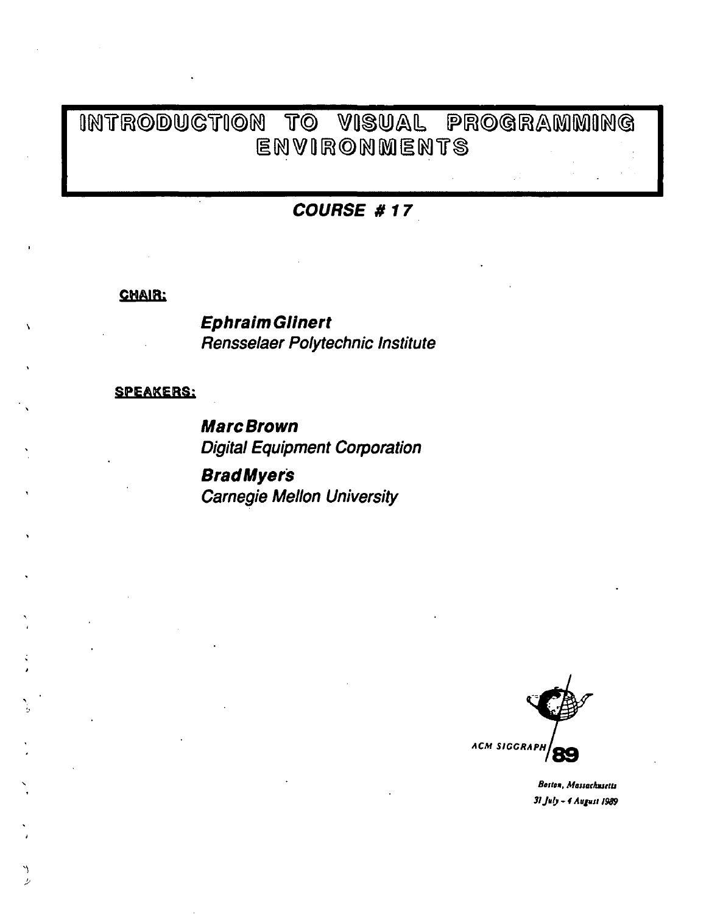# INTRODUCTION TO VISUAL PROGRAMMING ENVIRONMENTS

## COURSE # 17

**CHAIR:**

***Ephraim Glinert***
*Rensselaer Polytechnic Institute*

**SPEAKERS:**

***Marc Brown***
*Digital Equipment Corporation*

***Brad Myers***
*Carnegie Mellon University*

ACM SIGGRAPH 89

*Boston, Massachusetts*
*31 July - 4 August 1989*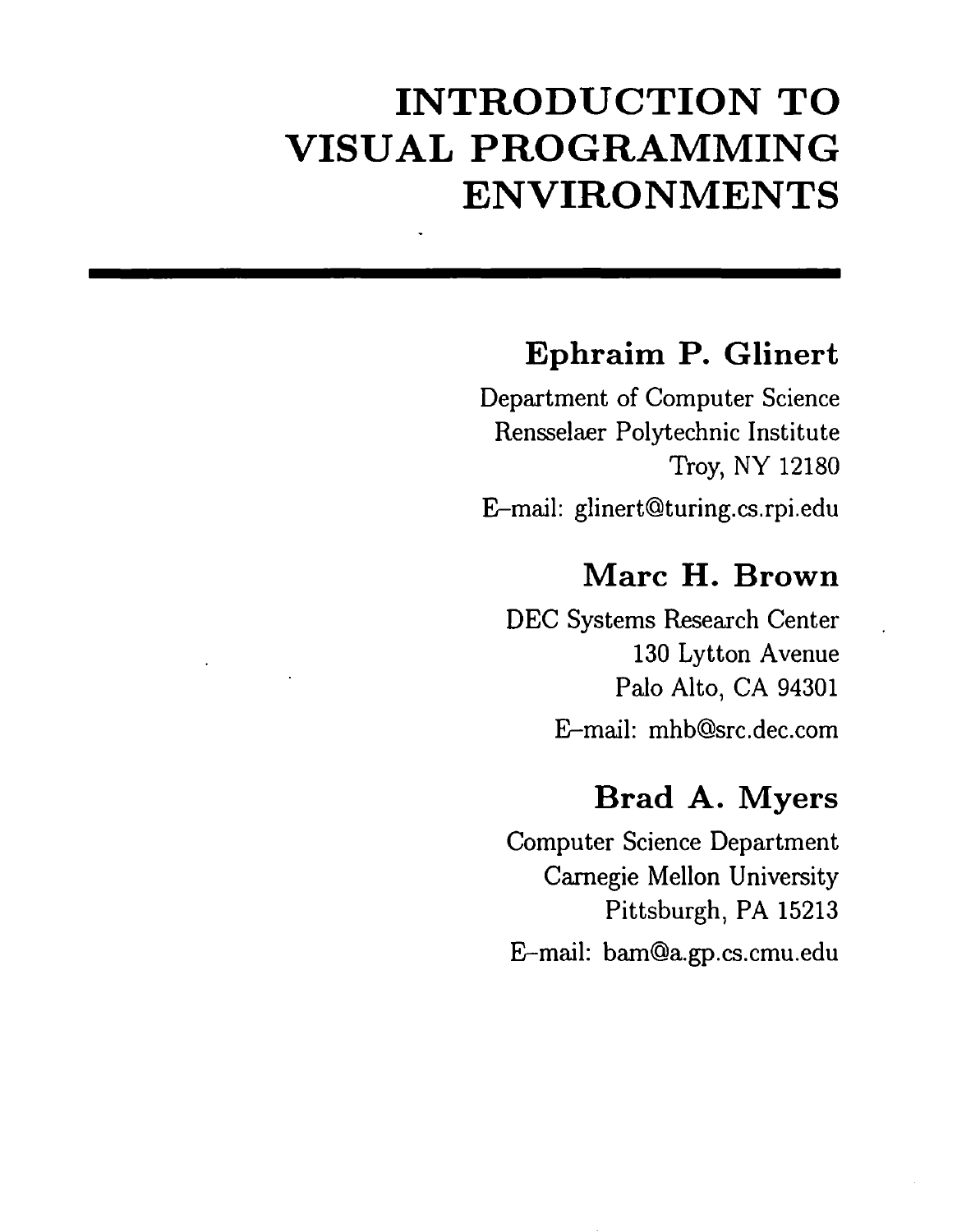# INTRODUCTION TO VISUAL PROGRAMMING ENVIRONMENTS

## Ephraim P. Glinert

Department of Computer Science
Rensselaer Polytechnic Institute
Troy, NY 12180

E–mail: glinert@turing.cs.rpi.edu

## Marc H. Brown

DEC Systems Research Center
130 Lytton Avenue
Palo Alto, CA 94301

E–mail: mhb@src.dec.com

## Brad A. Myers

Computer Science Department
Carnegie Mellon University
Pittsburgh, PA 15213

E–mail: bam@a.gp.cs.cmu.edu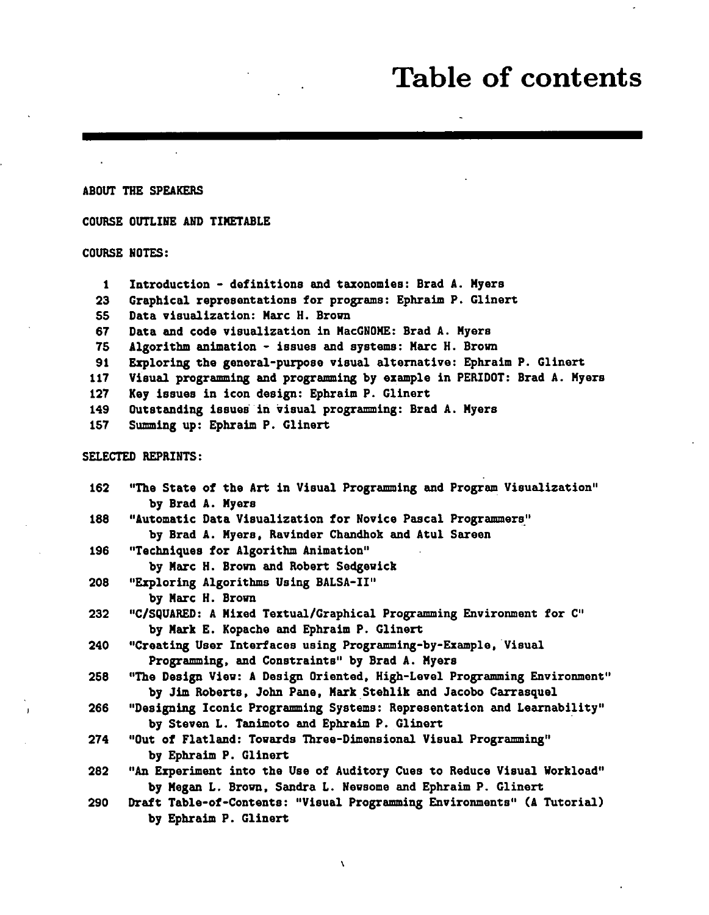# Table of contents

ABOUT THE SPEAKERS

COURSE OUTLINE AND TIMETABLE

COURSE NOTES:

- 1 Introduction - definitions and taxonomies: Brad A. Myers
- 23 Graphical representations for programs: Ephraim P. Glinert
- 55 Data visualization: Marc H. Brown
- 67 Data and code visualization in MacGNOME: Brad A. Myers
- 75 Algorithm animation - issues and systems: Marc H. Brown
- 91 Exploring the general-purpose visual alternative: Ephraim P. Glinert
- 117 Visual programming and programming by example in PERIDOT: Brad A. Myers
- 127 Key issues in icon design: Ephraim P. Glinert
- 149 Outstanding issues in visual programming: Brad A. Myers
- 157 Summing up: Ephraim P. Glinert

SELECTED REPRINTS:

- 162 "The State of the Art in Visual Programming and Program Visualization" by Brad A. Myers
- 188 "Automatic Data Visualization for Novice Pascal Programmers" by Brad A. Myers, Ravinder Chandhok and Atul Sareen
- 196 "Techniques for Algorithm Animation" by Marc H. Brown and Robert Sedgewick
- 208 "Exploring Algorithms Using BALSA-II" by Marc H. Brown
- 232 "C/SQUARED: A Mixed Textual/Graphical Programming Environment for C" by Mark E. Kopache and Ephraim P. Glinert
- 240 "Creating User Interfaces using Programming-by-Example, Visual Programming, and Constraints" by Brad A. Myers
- 258 "The Design View: A Design Oriented, High-Level Programming Environment" by Jim Roberts, John Pane, Mark Stehlik and Jacobo Carrasquel
- 266 "Designing Iconic Programming Systems: Representation and Learnability" by Steven L. Tanimoto and Ephraim P. Glinert
- 274 "Out of Flatland: Towards Three-Dimensional Visual Programming" by Ephraim P. Glinert
- 282 "An Experiment into the Use of Auditory Cues to Reduce Visual Workload" by Megan L. Brown, Sandra L. Newsome and Ephraim P. Glinert
- 290 Draft Table-of-Contents: "Visual Programming Environments" (A Tutorial) by Ephraim P. Glinert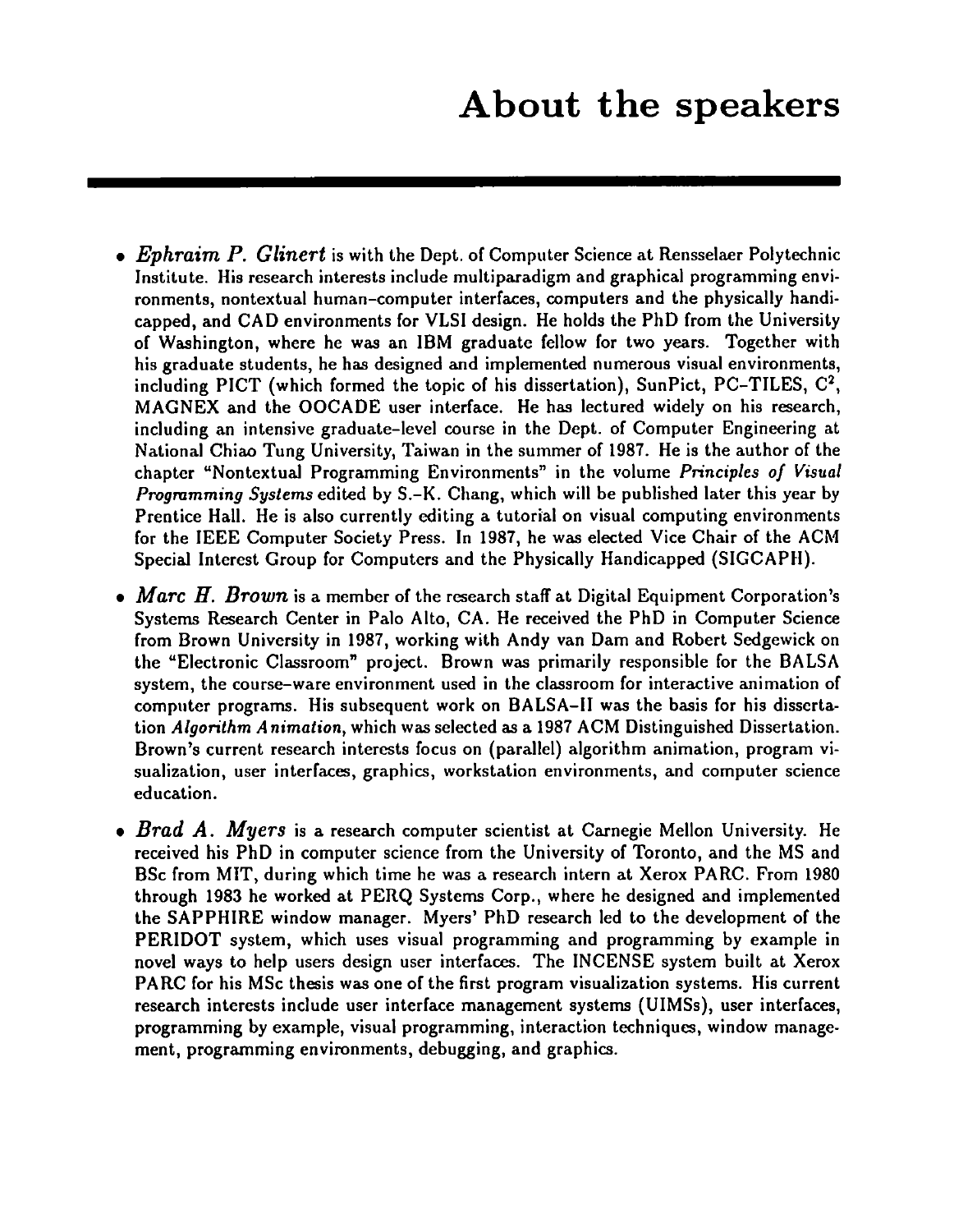# About the speakers

- ***Ephraim P. Glinert*** is with the Dept. of Computer Science at Rensselaer Polytechnic Institute. His research interests include multiparadigm and graphical programming environments, nontextual human–computer interfaces, computers and the physically handicapped, and CAD environments for VLSI design. He holds the PhD from the University of Washington, where he was an IBM graduate fellow for two years. Together with his graduate students, he has designed and implemented numerous visual environments, including PICT (which formed the topic of his dissertation), SunPict, PC–TILES, $C^2$, MAGNEX and the OOCADE user interface. He has lectured widely on his research, including an intensive graduate-level course in the Dept. of Computer Engineering at National Chiao Tung University, Taiwan in the summer of 1987. He is the author of the chapter "Nontextual Programming Environments" in the volume *Principles of Visual Programming Systems* edited by S.–K. Chang, which will be published later this year by Prentice Hall. He is also currently editing a tutorial on visual computing environments for the IEEE Computer Society Press. In 1987, he was elected Vice Chair of the ACM Special Interest Group for Computers and the Physically Handicapped (SIGCAPH).

- ***Marc H. Brown*** is a member of the research staff at Digital Equipment Corporation's Systems Research Center in Palo Alto, CA. He received the PhD in Computer Science from Brown University in 1987, working with Andy van Dam and Robert Sedgewick on the "Electronic Classroom" project. Brown was primarily responsible for the BALSA system, the course–ware environment used in the classroom for interactive animation of computer programs. His subsequent work on BALSA–II was the basis for his dissertation *Algorithm Animation*, which was selected as a 1987 ACM Distinguished Dissertation. Brown's current research interests focus on (parallel) algorithm animation, program visualization, user interfaces, graphics, workstation environments, and computer science education.

- ***Brad A. Myers*** is a research computer scientist at Carnegie Mellon University. He received his PhD in computer science from the University of Toronto, and the MS and BSc from MIT, during which time he was a research intern at Xerox PARC. From 1980 through 1983 he worked at PERQ Systems Corp., where he designed and implemented the SAPPHIRE window manager. Myers' PhD research led to the development of the PERIDOT system, which uses visual programming and programming by example in novel ways to help users design user interfaces. The INCENSE system built at Xerox PARC for his MSc thesis was one of the first program visualization systems. His current research interests include user interface management systems (UIMSs), user interfaces, programming by example, visual programming, interaction techniques, window management, programming environments, debugging, and graphics.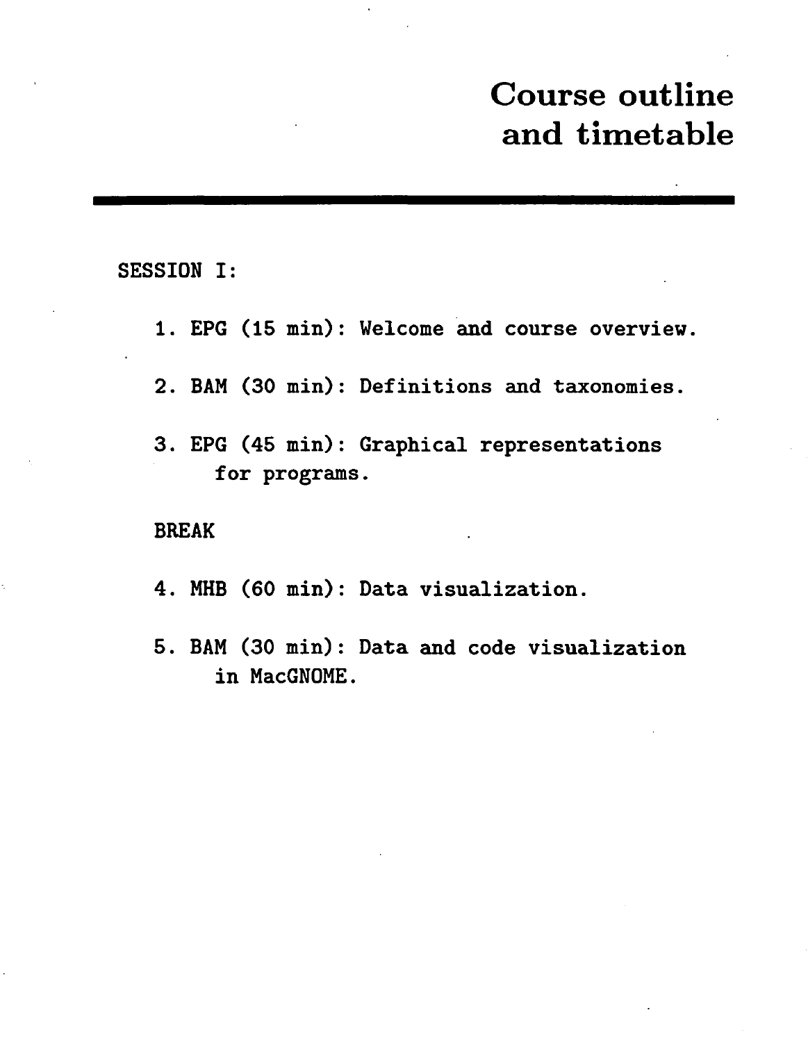# Course outline and timetable

SESSION I:

1. EPG (15 min): Welcome and course overview.

2. BAM (30 min): Definitions and taxonomies.

3. EPG (45 min): Graphical representations for programs.

BREAK

4. MHB (60 min): Data visualization.

5. BAM (30 min): Data and code visualization in MacGNOME.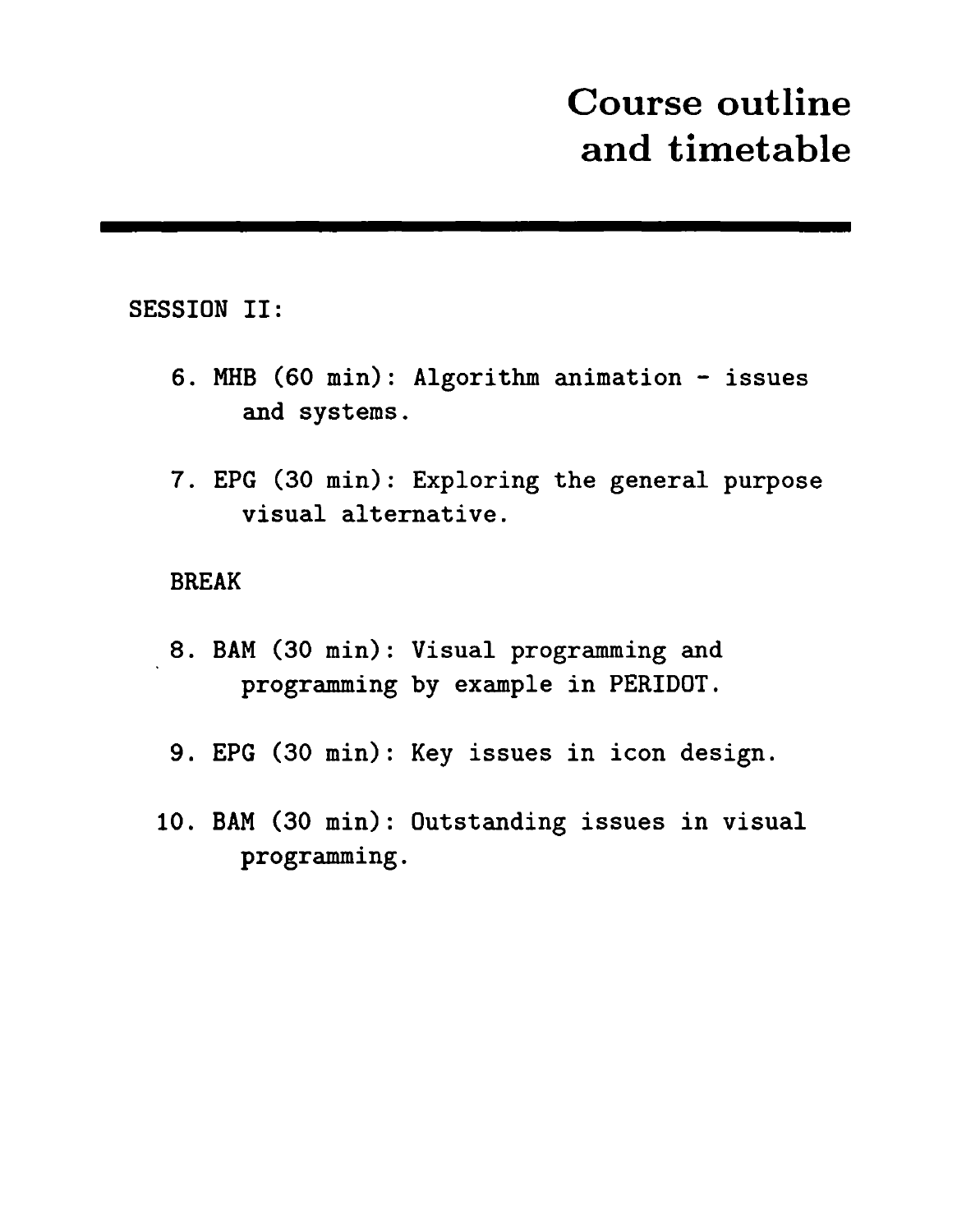# Course outline and timetable

SESSION II:

6. MHB (60 min): Algorithm animation - issues and systems.

7. EPG (30 min): Exploring the general purpose visual alternative.

BREAK

8. BAM (30 min): Visual programming and programming by example in PERIDOT.

9. EPG (30 min): Key issues in icon design.

10. BAM (30 min): Outstanding issues in visual programming.